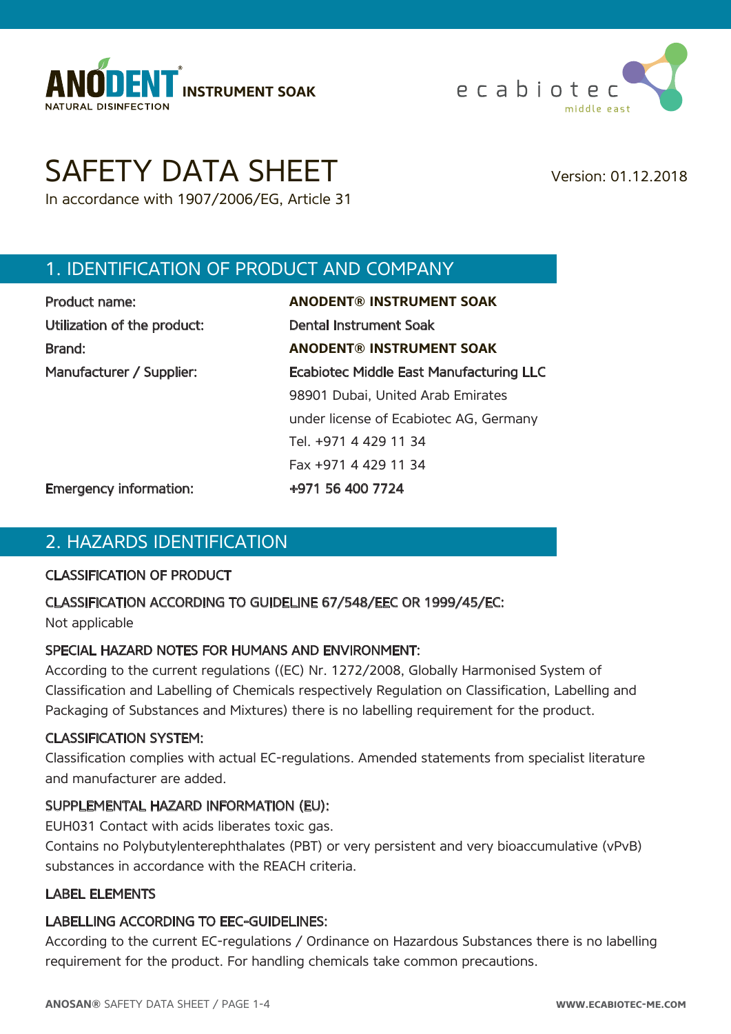ANODENT® INSTRUMENT SOAK
NATURAL DISINFECTION

ecabiotec middle east

# SAFETY DATA SHEET

In accordance with 1907/2006/EG, Article 31

Version: 01.12.2018

## 1. IDENTIFICATION OF PRODUCT AND COMPANY

| | |
|---|---|
| Product name: | **ANODENT® INSTRUMENT SOAK** |
| Utilization of the product: | Dental Instrument Soak |
| Brand: | **ANODENT® INSTRUMENT SOAK** |
| Manufacturer / Supplier: | Ecabiotec Middle East Manufacturing LLC<br>98901 Dubai, United Arab Emirates<br>under license of Ecabiotec AG, Germany<br>Tel. +971 4 429 11 34<br>Fax +971 4 429 11 34 |
| Emergency information: | +971 56 400 7724 |

## 2. HAZARDS IDENTIFICATION

### CLASSIFICATION OF PRODUCT

### CLASSIFICATION ACCORDING TO GUIDELINE 67/548/EEC OR 1999/45/EC:

Not applicable

### SPECIAL HAZARD NOTES FOR HUMANS AND ENVIRONMENT:

According to the current regulations ((EC) Nr. 1272/2008, Globally Harmonised System of Classification and Labelling of Chemicals respectively Regulation on Classification, Labelling and Packaging of Substances and Mixtures) there is no labelling requirement for the product.

### CLASSIFICATION SYSTEM:

Classification complies with actual EC-regulations. Amended statements from specialist literature and manufacturer are added.

### SUPPLEMENTAL HAZARD INFORMATION (EU):

EUH031 Contact with acids liberates toxic gas.
Contains no Polybutylenterephthalates (PBT) or very persistent and very bioaccumulative (vPvB) substances in accordance with the REACH criteria.

### LABEL ELEMENTS

### LABELLING ACCORDING TO EEC-GUIDELINES:

According to the current EC-regulations / Ordinance on Hazardous Substances there is no labelling requirement for the product. For handling chemicals take common precautions.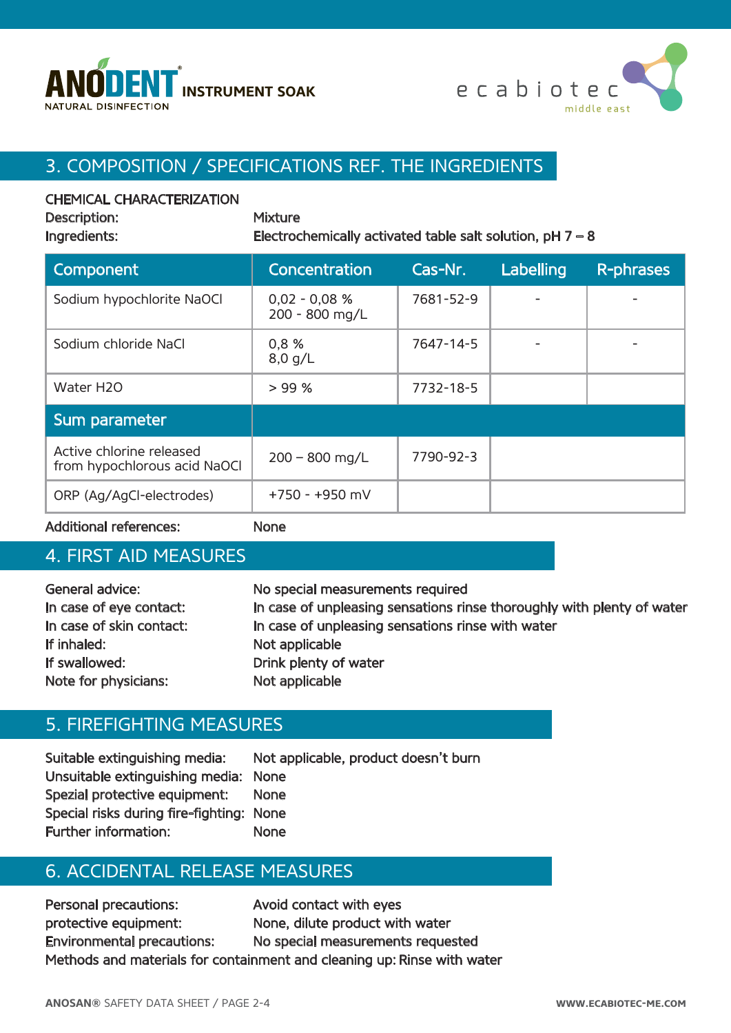ANODENT® INSTRUMENT SOAK
NATURAL DISINFECTION

ecabiotec middle east

## 3. COMPOSITION / SPECIFICATIONS REF. THE INGREDIENTS

CHEMICAL CHARACTERIZATION

Description: Mixture

Ingredients: Electrochemically activated table salt solution, pH 7 – 8

| Component | Concentration | Cas-Nr. | Labelling | R-phrases |
|---|---|---|---|---|
| Sodium hypochlorite NaOCl | 0,02 - 0,08 %<br>200 - 800 mg/L | 7681-52-9 | - | - |
| Sodium chloride NaCl | 0,8 %<br>8,0 g/L | 7647-14-5 | - | - |
| Water H2O | > 99 % | 7732-18-5 | | |
| **Sum parameter** | | | | |
| Active chlorine released from hypochlorous acid NaOCl | 200 – 800 mg/L | 7790-92-3 | | |
| ORP (Ag/AgCl-electrodes) | +750 - +950 mV | | | |

Additional references: None

## 4. FIRST AID MEASURES

General advice: No special measurements required

In case of eye contact: In case of unpleasing sensations rinse thoroughly with plenty of water

In case of skin contact: In case of unpleasing sensations rinse with water

If inhaled: Not applicable

If swallowed: Drink plenty of water

Note for physicians: Not applicable

## 5. FIREFIGHTING MEASURES

Suitable extinguishing media: Not applicable, product doesn't burn

Unsuitable extinguishing media: None

Spezial protective equipment: None

Special risks during fire-fighting: None

Further information: None

## 6. ACCIDENTAL RELEASE MEASURES

Personal precautions: Avoid contact with eyes

protective equipment: None, dilute product with water

Environmental precautions: No special measurements requested

Methods and materials for containment and cleaning up: Rinse with water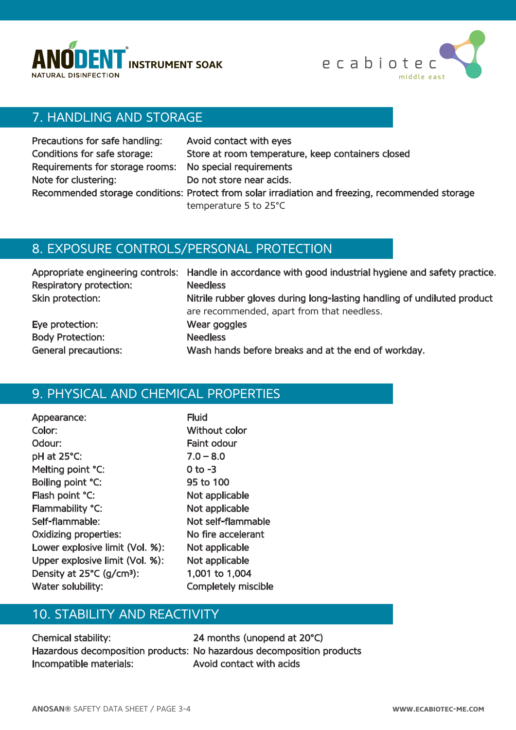## 7. HANDLING AND STORAGE

| | |
|---|---|
| Precautions for safe handling: | Avoid contact with eyes |
| Conditions for safe storage: | Store at room temperature, keep containers closed |
| Requirements for storage rooms: | No special requirements |
| Note for clustering: | Do not store near acids. |
| Recommended storage conditions: | Protect from solar irradiation and freezing, recommended storage temperature 5 to 25°C |

## 8. EXPOSURE CONTROLS/PERSONAL PROTECTION

| | |
|---|---|
| Appropriate engineering controls: | Handle in accordance with good industrial hygiene and safety practice. |
| Respiratory protection: | Needless |
| Skin protection: | Nitrile rubber gloves during long-lasting handling of undiluted product are recommended, apart from that needless. |
| Eye protection: | Wear goggles |
| Body Protection: | Needless |
| General precautions: | Wash hands before breaks and at the end of workday. |

## 9. PHYSICAL AND CHEMICAL PROPERTIES

| | |
|---|---|
| Appearance: | Fluid |
| Color: | Without color |
| Odour: | Faint odour |
| pH at 25°C: | 7.0 – 8.0 |
| Melting point °C: | 0 to -3 |
| Boiling point °C: | 95 to 100 |
| Flash point °C: | Not applicable |
| Flammability °C: | Not applicable |
| Self-flammable: | Not self-flammable |
| Oxidizing properties: | No fire accelerant |
| Lower explosive limit (Vol. %): | Not applicable |
| Upper explosive limit (Vol. %): | Not applicable |
| Density at 25°C (g/cm³): | 1,001 to 1,004 |
| Water solubility: | Completely miscible |

## 10. STABILITY AND REACTIVITY

| | |
|---|---|
| Chemical stability: | 24 months (unopend at 20°C) |
| Hazardous decomposition products: | No hazardous decomposition products |
| Incompatible materials: | Avoid contact with acids |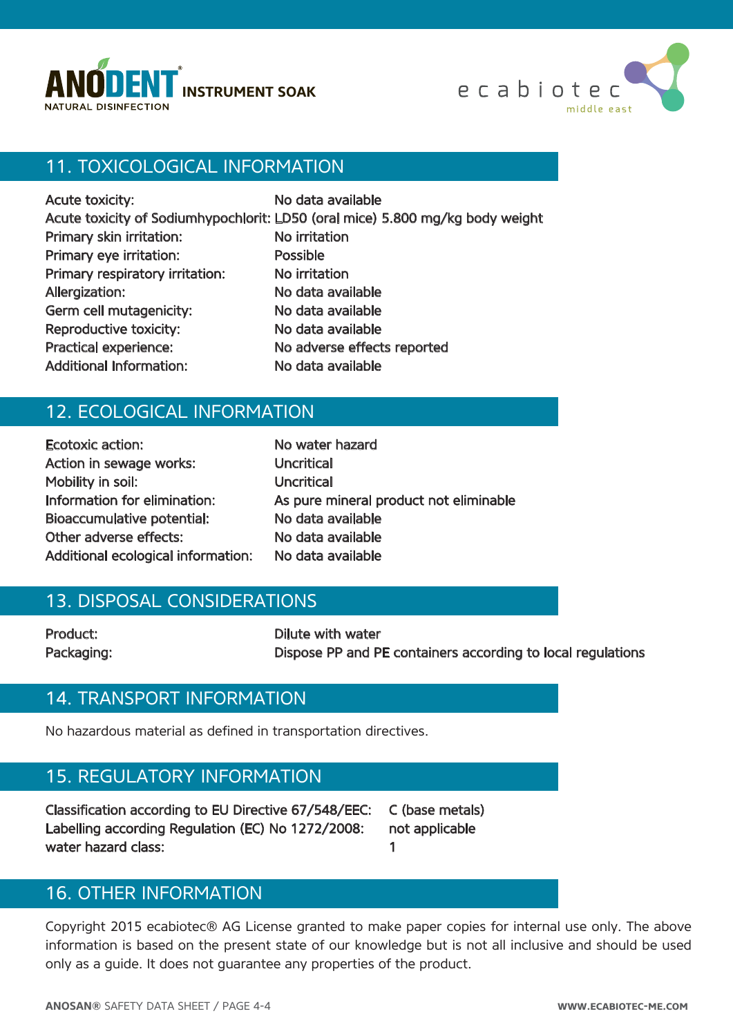ANODENT® INSTRUMENT SOAK
NATURAL DISINFECTION

ecabiotec middle east

## 11. TOXICOLOGICAL INFORMATION

| | |
|---|---|
| Acute toxicity: | No data available |
| Acute toxicity of Sodiumhypochlorit: | LD50 (oral mice) 5.800 mg/kg body weight |
| Primary skin irritation: | No irritation |
| Primary eye irritation: | Possible |
| Primary respiratory irritation: | No irritation |
| Allergization: | No data available |
| Germ cell mutagenicity: | No data available |
| Reproductive toxicity: | No data available |
| Practical experience: | No adverse effects reported |
| Additional Information: | No data available |

## 12. ECOLOGICAL INFORMATION

| | |
|---|---|
| Ecotoxic action: | No water hazard |
| Action in sewage works: | Uncritical |
| Mobility in soil: | Uncritical |
| Information for elimination: | As pure mineral product not eliminable |
| Bioaccumulative potential: | No data available |
| Other adverse effects: | No data available |
| Additional ecological information: | No data available |

## 13. DISPOSAL CONSIDERATIONS

| | |
|---|---|
| Product: | Dilute with water |
| Packaging: | Dispose PP and PE containers according to local regulations |

## 14. TRANSPORT INFORMATION

No hazardous material as defined in transportation directives.

## 15. REGULATORY INFORMATION

| | |
|---|---|
| Classification according to EU Directive 67/548/EEC: | C (base metals) |
| Labelling according Regulation (EC) No 1272/2008: | not applicable |
| water hazard class: | 1 |

## 16. OTHER INFORMATION

Copyright 2015 ecabiotec® AG License granted to make paper copies for internal use only. The above information is based on the present state of our knowledge but is not all inclusive and should be used only as a guide. It does not guarantee any properties of the product.